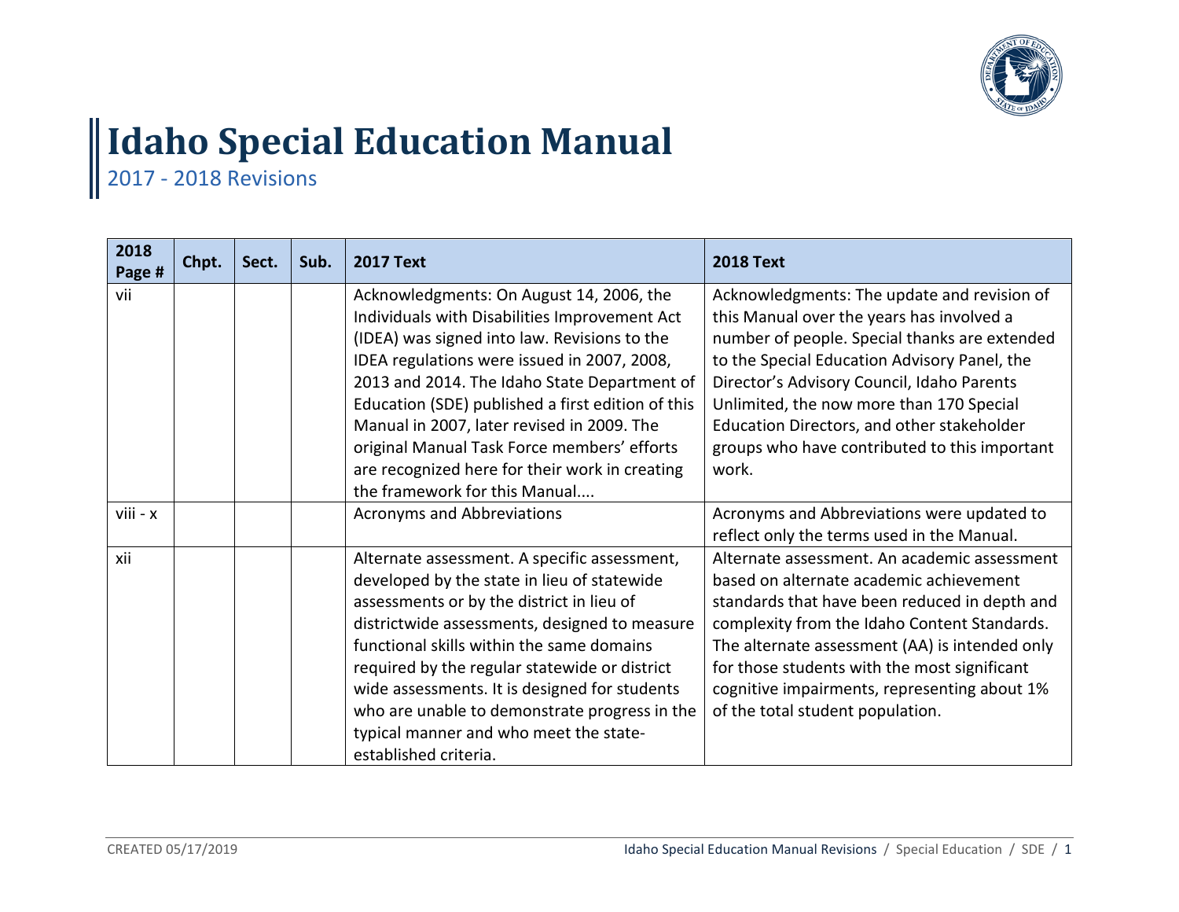# Idaho Special Education Manual

2017 - 2018 Revisions

| 2018 Page # | Chpt. | Sect. | Sub. | 2017 Text | 2018 Text |
|---|---|---|---|---|---|
| vii | | | | Acknowledgments: On August 14, 2006, the Individuals with Disabilities Improvement Act (IDEA) was signed into law. Revisions to the IDEA regulations were issued in 2007, 2008, 2013 and 2014. The Idaho State Department of Education (SDE) published a first edition of this Manual in 2007, later revised in 2009. The original Manual Task Force members' efforts are recognized here for their work in creating the framework for this Manual.... | Acknowledgments: The update and revision of this Manual over the years has involved a number of people. Special thanks are extended to the Special Education Advisory Panel, the Director's Advisory Council, Idaho Parents Unlimited, the now more than 170 Special Education Directors, and other stakeholder groups who have contributed to this important work. |
| viii - x | | | | Acronyms and Abbreviations | Acronyms and Abbreviations were updated to reflect only the terms used in the Manual. |
| xii | | | | Alternate assessment. A specific assessment, developed by the state in lieu of statewide assessments or by the district in lieu of districtwide assessments, designed to measure functional skills within the same domains required by the regular statewide or district wide assessments. It is designed for students who are unable to demonstrate progress in the typical manner and who meet the state-established criteria. | Alternate assessment. An academic assessment based on alternate academic achievement standards that have been reduced in depth and complexity from the Idaho Content Standards. The alternate assessment (AA) is intended only for those students with the most significant cognitive impairments, representing about 1% of the total student population. |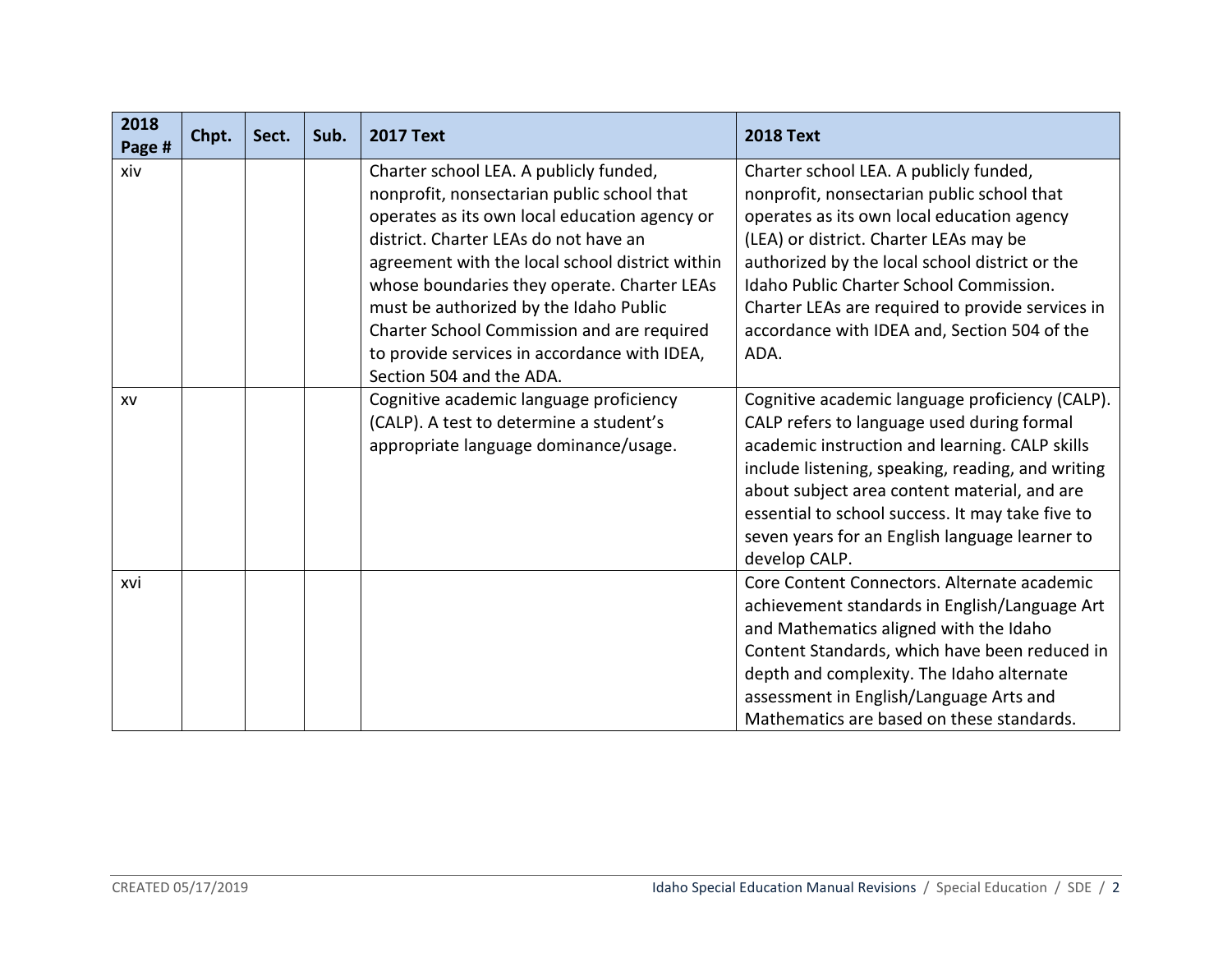| 2018 Page # | Chpt. | Sect. | Sub. | 2017 Text | 2018 Text |
|---|---|---|---|---|---|
| xiv | | | | Charter school LEA. A publicly funded, nonprofit, nonsectarian public school that operates as its own local education agency or district. Charter LEAs do not have an agreement with the local school district within whose boundaries they operate. Charter LEAs must be authorized by the Idaho Public Charter School Commission and are required to provide services in accordance with IDEA, Section 504 and the ADA. | Charter school LEA. A publicly funded, nonprofit, nonsectarian public school that operates as its own local education agency (LEA) or district. Charter LEAs may be authorized by the local school district or the Idaho Public Charter School Commission. Charter LEAs are required to provide services in accordance with IDEA and, Section 504 of the ADA. |
| xv | | | | Cognitive academic language proficiency (CALP). A test to determine a student's appropriate language dominance/usage. | Cognitive academic language proficiency (CALP). CALP refers to language used during formal academic instruction and learning. CALP skills include listening, speaking, reading, and writing about subject area content material, and are essential to school success. It may take five to seven years for an English language learner to develop CALP. |
| xvi | | | | | Core Content Connectors. Alternate academic achievement standards in English/Language Art and Mathematics aligned with the Idaho Content Standards, which have been reduced in depth and complexity. The Idaho alternate assessment in English/Language Arts and Mathematics are based on these standards. |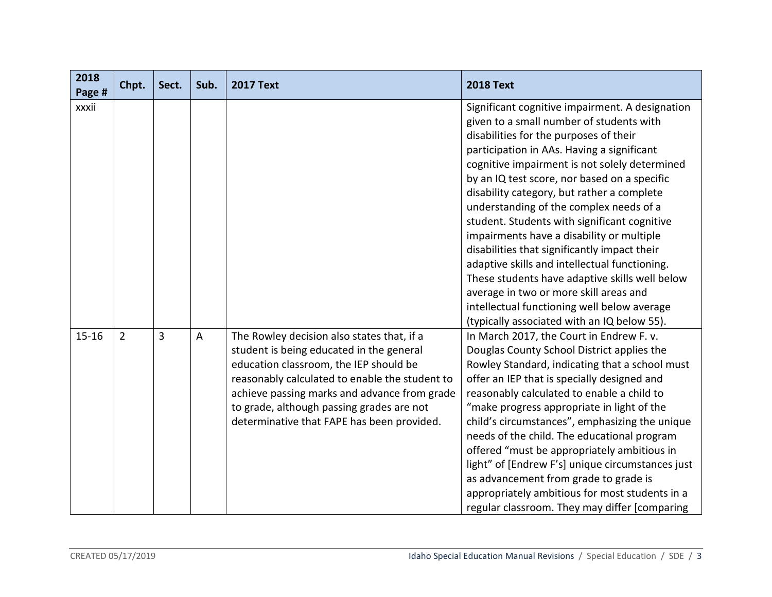| 2018 Page # | Chpt. | Sect. | Sub. | 2017 Text | 2018 Text |
|---|---|---|---|---|---|
| xxxii | | | | | Significant cognitive impairment. A designation given to a small number of students with disabilities for the purposes of their participation in AAs. Having a significant cognitive impairment is not solely determined by an IQ test score, nor based on a specific disability category, but rather a complete understanding of the complex needs of a student. Students with significant cognitive impairments have a disability or multiple disabilities that significantly impact their adaptive skills and intellectual functioning. These students have adaptive skills well below average in two or more skill areas and intellectual functioning well below average (typically associated with an IQ below 55). |
| 15-16 | 2 | 3 | A | The Rowley decision also states that, if a student is being educated in the general education classroom, the IEP should be reasonably calculated to enable the student to achieve passing marks and advance from grade to grade, although passing grades are not determinative that FAPE has been provided. | In March 2017, the Court in Endrew F. v. Douglas County School District applies the Rowley Standard, indicating that a school must offer an IEP that is specially designed and reasonably calculated to enable a child to "make progress appropriate in light of the child's circumstances", emphasizing the unique needs of the child. The educational program offered "must be appropriately ambitious in light" of [Endrew F's] unique circumstances just as advancement from grade to grade is appropriately ambitious for most students in a regular classroom. They may differ [comparing |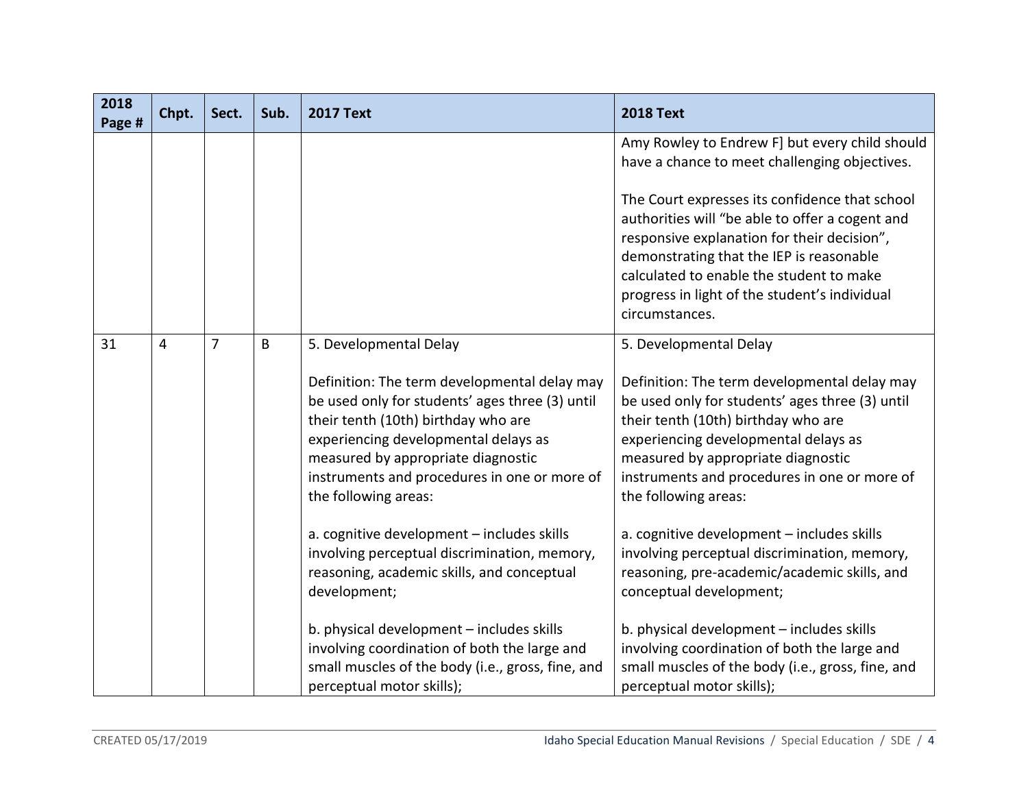| 2018 Page # | Chpt. | Sect. | Sub. | 2017 Text | 2018 Text |
|---|---|---|---|---|---|
| | | | | | Amy Rowley to Endrew F] but every child should have a chance to meet challenging objectives.<br><br>The Court expresses its confidence that school authorities will "be able to offer a cogent and responsive explanation for their decision", demonstrating that the IEP is reasonable calculated to enable the student to make progress in light of the student's individual circumstances. |
| 31 | 4 | 7 | B | 5. Developmental Delay<br><br>Definition: The term developmental delay may be used only for students' ages three (3) until their tenth (10th) birthday who are experiencing developmental delays as measured by appropriate diagnostic instruments and procedures in one or more of the following areas:<br><br>a. cognitive development – includes skills involving perceptual discrimination, memory, reasoning, academic skills, and conceptual development;<br><br>b. physical development – includes skills involving coordination of both the large and small muscles of the body (i.e., gross, fine, and perceptual motor skills); | 5. Developmental Delay<br><br>Definition: The term developmental delay may be used only for students' ages three (3) until their tenth (10th) birthday who are experiencing developmental delays as measured by appropriate diagnostic instruments and procedures in one or more of the following areas:<br><br>a. cognitive development – includes skills involving perceptual discrimination, memory, reasoning, pre-academic/academic skills, and conceptual development;<br><br>b. physical development – includes skills involving coordination of both the large and small muscles of the body (i.e., gross, fine, and perceptual motor skills); |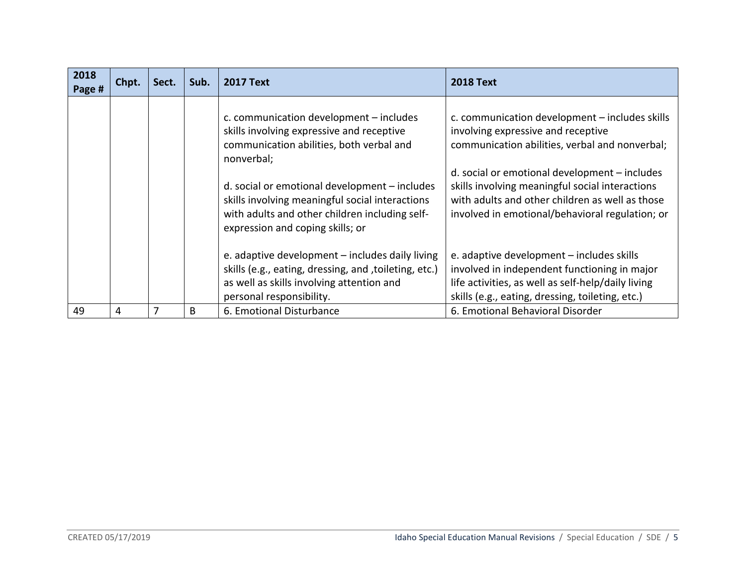| 2018 Page # | Chpt. | Sect. | Sub. | 2017 Text | 2018 Text |
|---|---|---|---|---|---|
| | | | | c. communication development – includes skills involving expressive and receptive communication abilities, both verbal and nonverbal;<br><br>d. social or emotional development – includes skills involving meaningful social interactions with adults and other children including self-expression and coping skills; or<br><br>e. adaptive development – includes daily living skills (e.g., eating, dressing, and ,toileting, etc.) as well as skills involving attention and personal responsibility. | c. communication development – includes skills involving expressive and receptive communication abilities, verbal and nonverbal;<br><br>d. social or emotional development – includes skills involving meaningful social interactions with adults and other children as well as those involved in emotional/behavioral regulation; or<br><br>e. adaptive development – includes skills involved in independent functioning in major life activities, as well as self-help/daily living skills (e.g., eating, dressing, toileting, etc.) |
| 49 | 4 | 7 | B | 6. Emotional Disturbance | 6. Emotional Behavioral Disorder |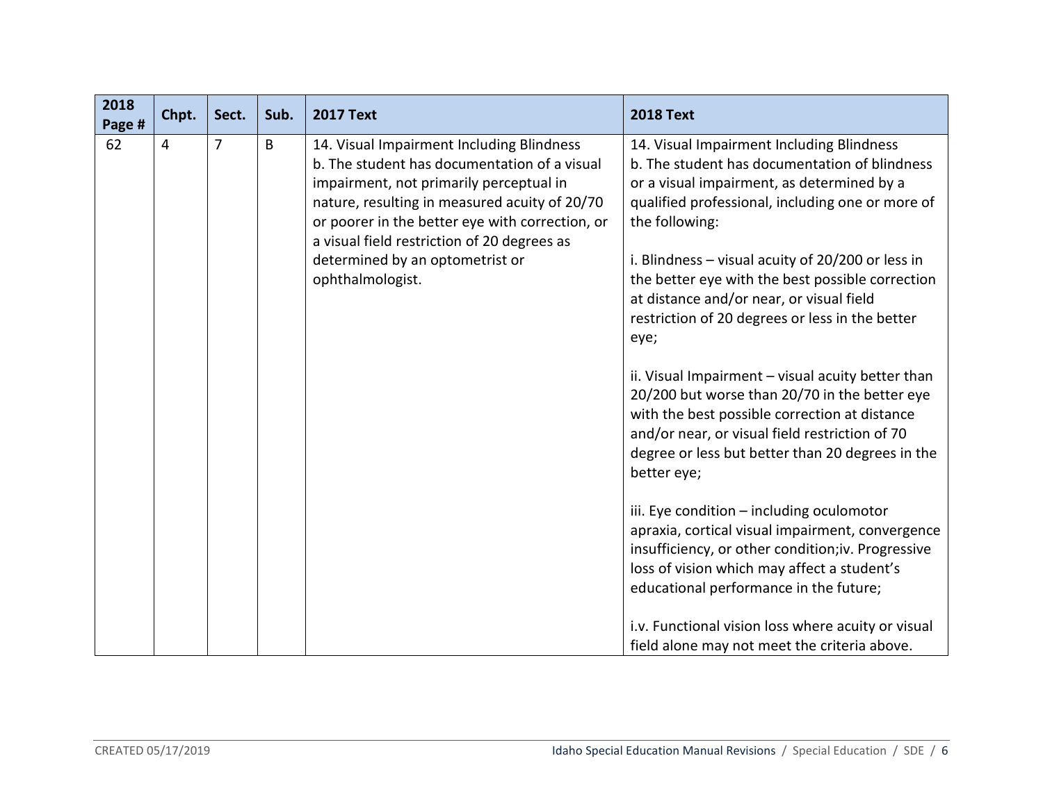| 2018 Page # | Chpt. | Sect. | Sub. | 2017 Text | 2018 Text |
|---|---|---|---|---|---|
| 62 | 4 | 7 | B | 14. Visual Impairment Including Blindness<br>b. The student has documentation of a visual impairment, not primarily perceptual in nature, resulting in measured acuity of 20/70 or poorer in the better eye with correction, or a visual field restriction of 20 degrees as determined by an optometrist or ophthalmologist. | 14. Visual Impairment Including Blindness<br>b. The student has documentation of blindness or a visual impairment, as determined by a qualified professional, including one or more of the following:<br><br>i. Blindness – visual acuity of 20/200 or less in the better eye with the best possible correction at distance and/or near, or visual field restriction of 20 degrees or less in the better eye;<br><br>ii. Visual Impairment – visual acuity better than 20/200 but worse than 20/70 in the better eye with the best possible correction at distance and/or near, or visual field restriction of 70 degree or less but better than 20 degrees in the better eye;<br><br>iii. Eye condition – including oculomotor apraxia, cortical visual impairment, convergence insufficiency, or other condition;iv. Progressive loss of vision which may affect a student's educational performance in the future;<br><br>i.v. Functional vision loss where acuity or visual field alone may not meet the criteria above. |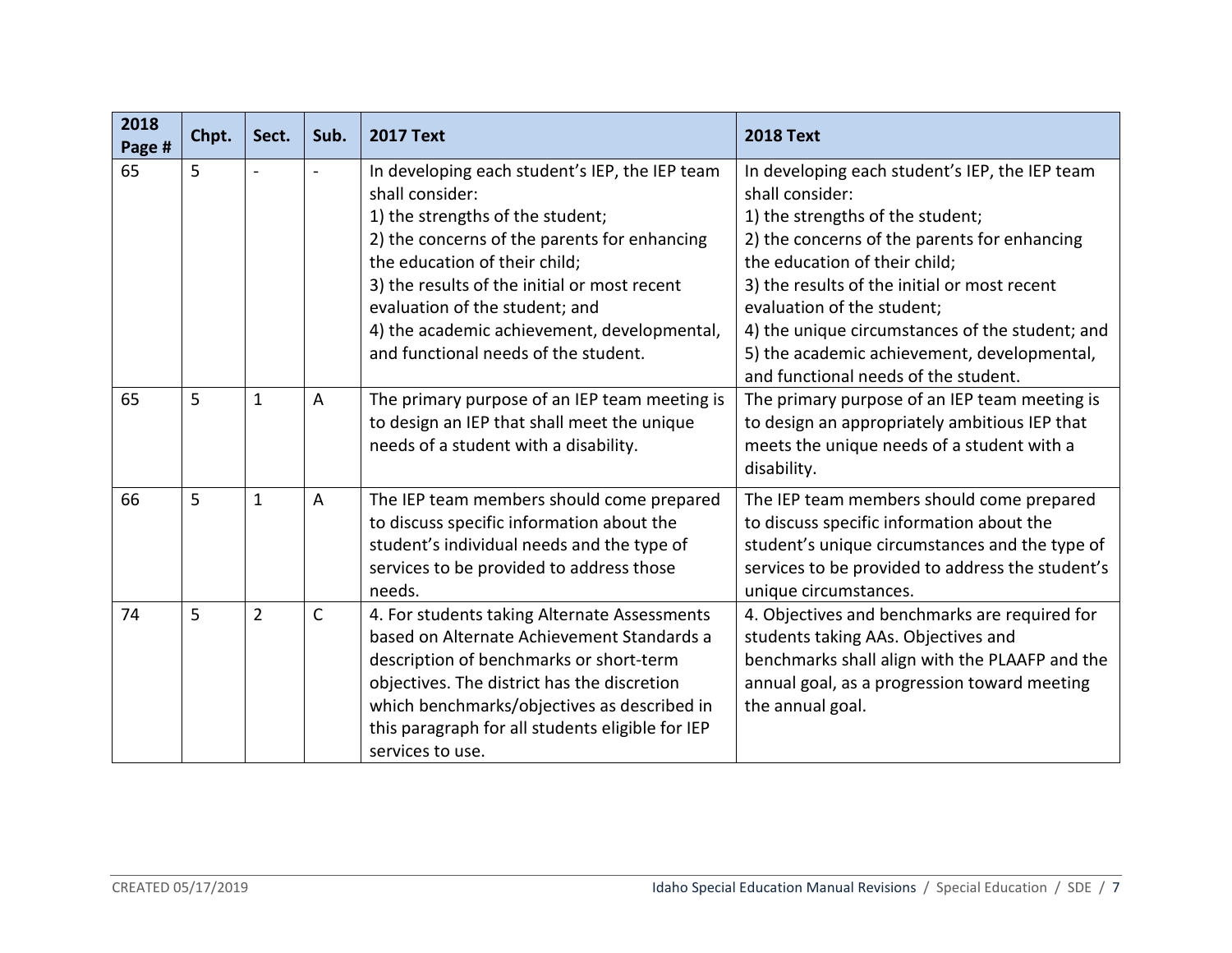| 2018 Page # | Chpt. | Sect. | Sub. | 2017 Text | 2018 Text |
|---|---|---|---|---|---|
| 65 | 5 | - | - | In developing each student's IEP, the IEP team shall consider:<br>1) the strengths of the student;<br>2) the concerns of the parents for enhancing the education of their child;<br>3) the results of the initial or most recent evaluation of the student; and<br>4) the academic achievement, developmental, and functional needs of the student. | In developing each student's IEP, the IEP team shall consider:<br>1) the strengths of the student;<br>2) the concerns of the parents for enhancing the education of their child;<br>3) the results of the initial or most recent evaluation of the student;<br>4) the unique circumstances of the student; and<br>5) the academic achievement, developmental, and functional needs of the student. |
| 65 | 5 | 1 | A | The primary purpose of an IEP team meeting is to design an IEP that shall meet the unique needs of a student with a disability. | The primary purpose of an IEP team meeting is to design an appropriately ambitious IEP that meets the unique needs of a student with a disability. |
| 66 | 5 | 1 | A | The IEP team members should come prepared to discuss specific information about the student's individual needs and the type of services to be provided to address those needs. | The IEP team members should come prepared to discuss specific information about the student's unique circumstances and the type of services to be provided to address the student's unique circumstances. |
| 74 | 5 | 2 | C | 4. For students taking Alternate Assessments based on Alternate Achievement Standards a description of benchmarks or short-term objectives. The district has the discretion which benchmarks/objectives as described in this paragraph for all students eligible for IEP services to use. | 4. Objectives and benchmarks are required for students taking AAs. Objectives and benchmarks shall align with the PLAAFP and the annual goal, as a progression toward meeting the annual goal. |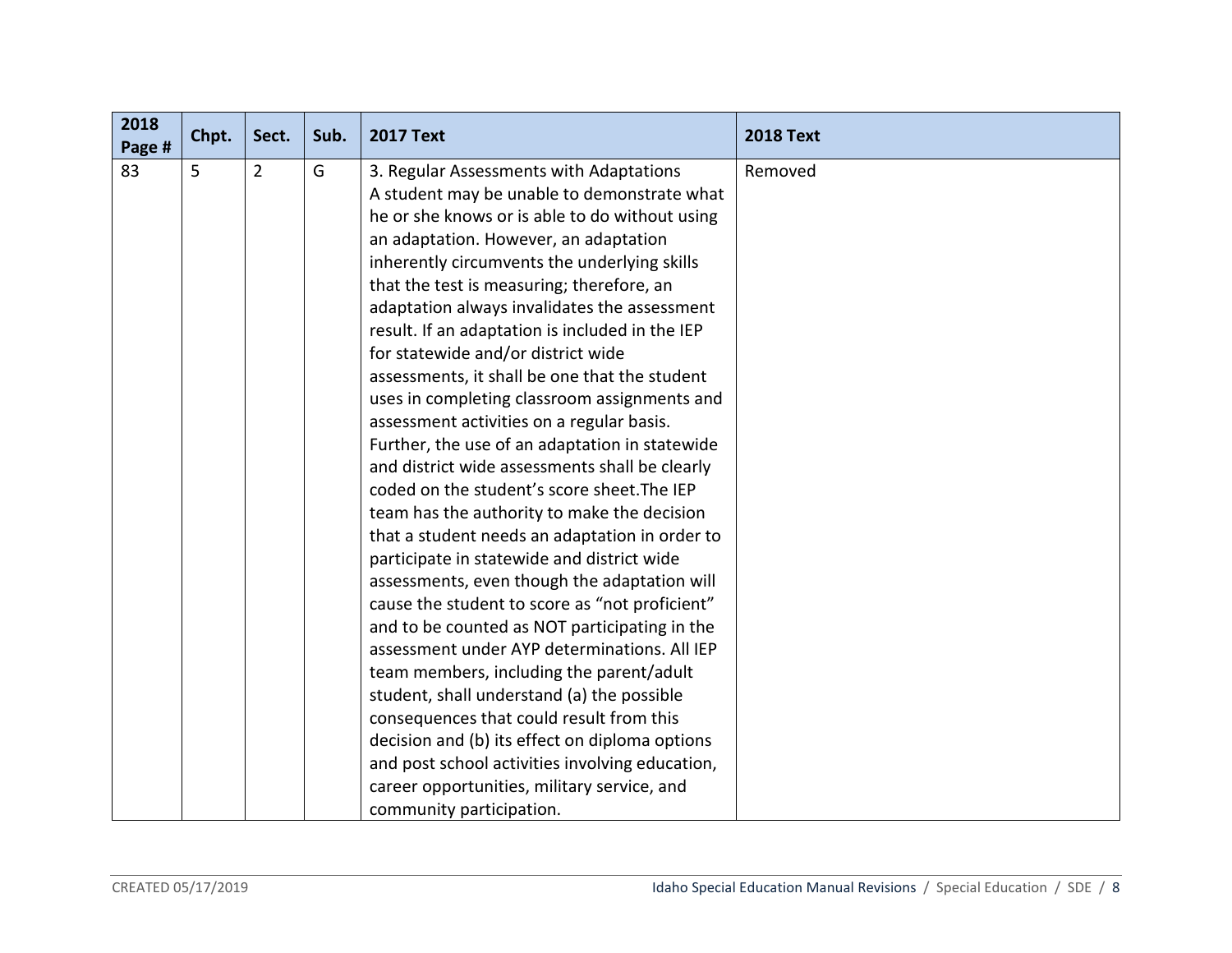| 2018 Page # | Chpt. | Sect. | Sub. | 2017 Text | 2018 Text |
|---|---|---|---|---|---|
| 83 | 5 | 2 | G | 3. Regular Assessments with Adaptations A student may be unable to demonstrate what he or she knows or is able to do without using an adaptation. However, an adaptation inherently circumvents the underlying skills that the test is measuring; therefore, an adaptation always invalidates the assessment result. If an adaptation is included in the IEP for statewide and/or district wide assessments, it shall be one that the student uses in completing classroom assignments and assessment activities on a regular basis. Further, the use of an adaptation in statewide and district wide assessments shall be clearly coded on the student's score sheet.The IEP team has the authority to make the decision that a student needs an adaptation in order to participate in statewide and district wide assessments, even though the adaptation will cause the student to score as "not proficient" and to be counted as NOT participating in the assessment under AYP determinations. All IEP team members, including the parent/adult student, shall understand (a) the possible consequences that could result from this decision and (b) its effect on diploma options and post school activities involving education, career opportunities, military service, and community participation. | Removed |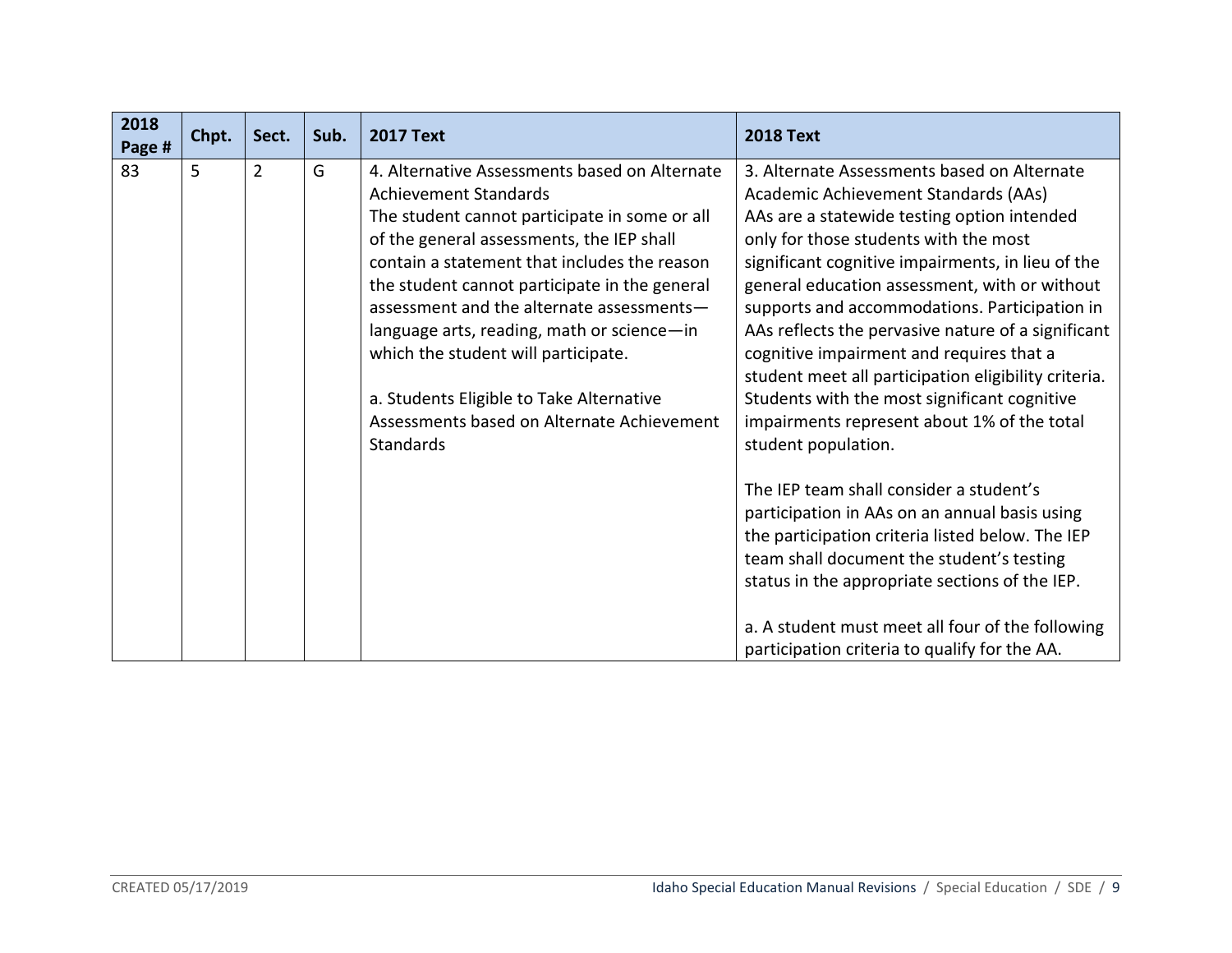| 2018 Page # | Chpt. | Sect. | Sub. | 2017 Text | 2018 Text |
|---|---|---|---|---|---|
| 83 | 5 | 2 | G | 4. Alternative Assessments based on Alternate Achievement Standards<br>The student cannot participate in some or all of the general assessments, the IEP shall contain a statement that includes the reason the student cannot participate in the general assessment and the alternate assessments—language arts, reading, math or science—in which the student will participate.<br><br>a. Students Eligible to Take Alternative Assessments based on Alternate Achievement Standards | 3. Alternate Assessments based on Alternate Academic Achievement Standards (AAs)<br>AAs are a statewide testing option intended only for those students with the most significant cognitive impairments, in lieu of the general education assessment, with or without supports and accommodations. Participation in AAs reflects the pervasive nature of a significant cognitive impairment and requires that a student meet all participation eligibility criteria. Students with the most significant cognitive impairments represent about 1% of the total student population.<br><br>The IEP team shall consider a student's participation in AAs on an annual basis using the participation criteria listed below. The IEP team shall document the student's testing status in the appropriate sections of the IEP.<br><br>a. A student must meet all four of the following participation criteria to qualify for the AA. |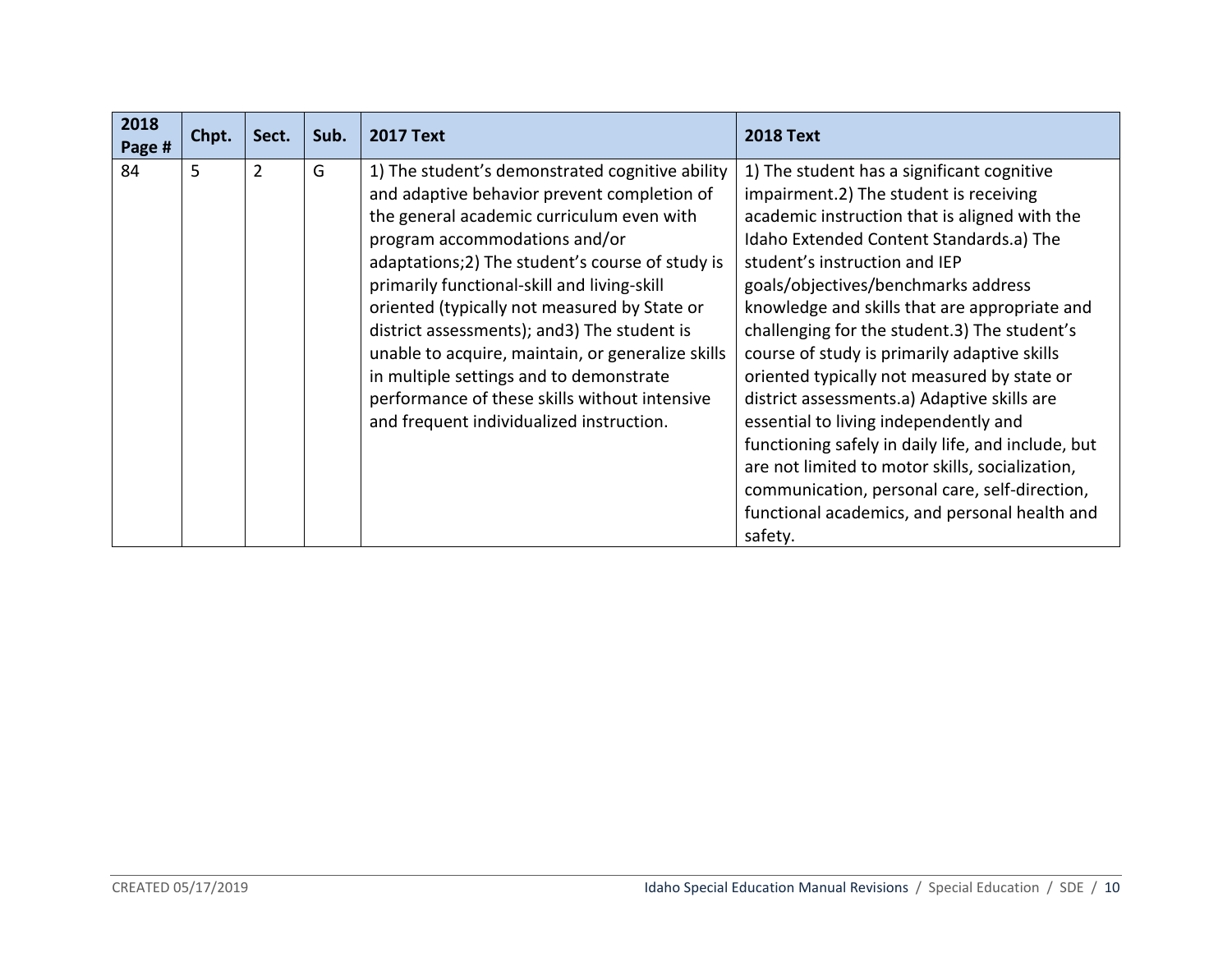| 2018 Page # | Chpt. | Sect. | Sub. | 2017 Text | 2018 Text |
|---|---|---|---|---|---|
| 84 | 5 | 2 | G | 1) The student's demonstrated cognitive ability and adaptive behavior prevent completion of the general academic curriculum even with program accommodations and/or adaptations;2) The student's course of study is primarily functional-skill and living-skill oriented (typically not measured by State or district assessments); and3) The student is unable to acquire, maintain, or generalize skills in multiple settings and to demonstrate performance of these skills without intensive and frequent individualized instruction. | 1) The student has a significant cognitive impairment.2) The student is receiving academic instruction that is aligned with the Idaho Extended Content Standards.a) The student's instruction and IEP goals/objectives/benchmarks address knowledge and skills that are appropriate and challenging for the student.3) The student's course of study is primarily adaptive skills oriented typically not measured by state or district assessments.a) Adaptive skills are essential to living independently and functioning safely in daily life, and include, but are not limited to motor skills, socialization, communication, personal care, self-direction, functional academics, and personal health and safety. |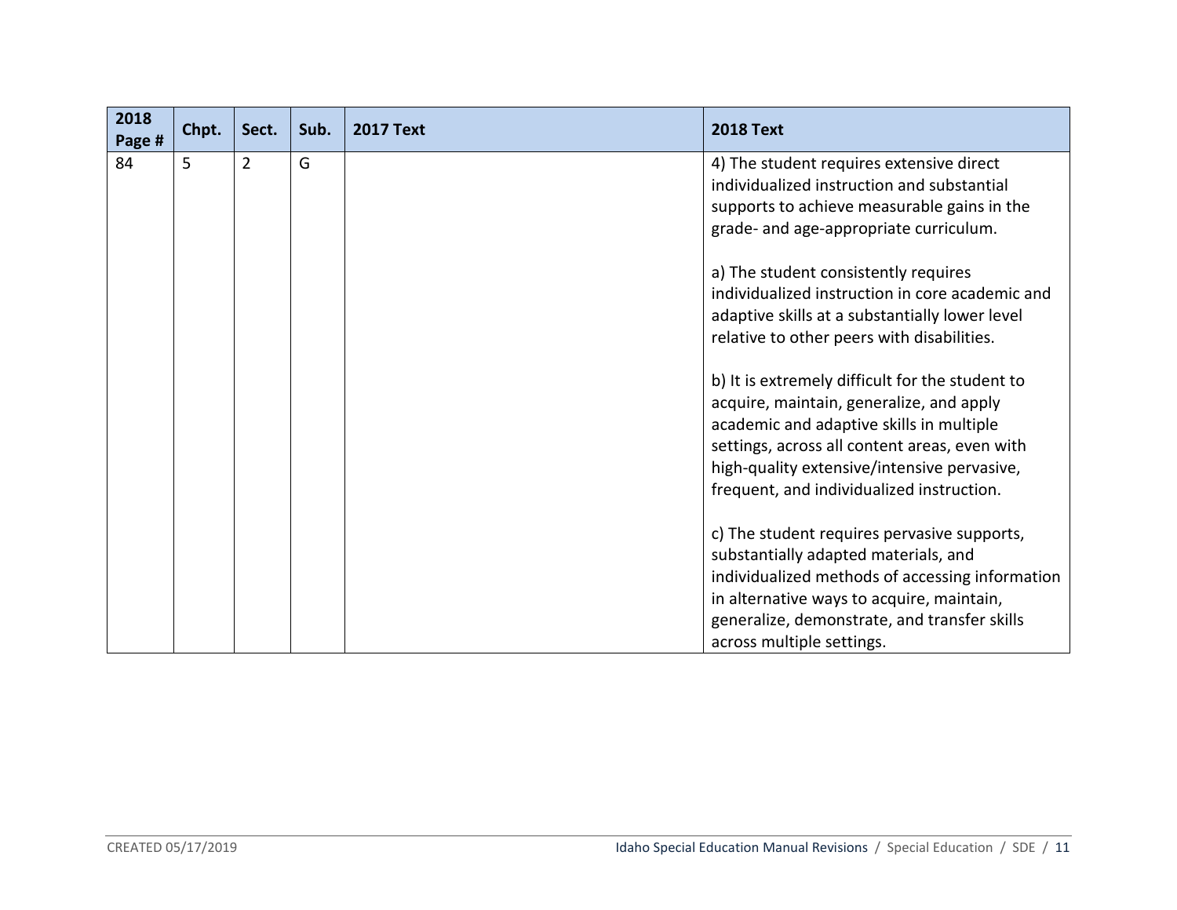| 2018 Page # | Chpt. | Sect. | Sub. | 2017 Text | 2018 Text |
|---|---|---|---|---|---|
| 84 | 5 | 2 | G | | 4) The student requires extensive direct individualized instruction and substantial supports to achieve measurable gains in the grade- and age-appropriate curriculum.<br><br>a) The student consistently requires individualized instruction in core academic and adaptive skills at a substantially lower level relative to other peers with disabilities.<br><br>b) It is extremely difficult for the student to acquire, maintain, generalize, and apply academic and adaptive skills in multiple settings, across all content areas, even with high-quality extensive/intensive pervasive, frequent, and individualized instruction.<br><br>c) The student requires pervasive supports, substantially adapted materials, and individualized methods of accessing information in alternative ways to acquire, maintain, generalize, demonstrate, and transfer skills across multiple settings. |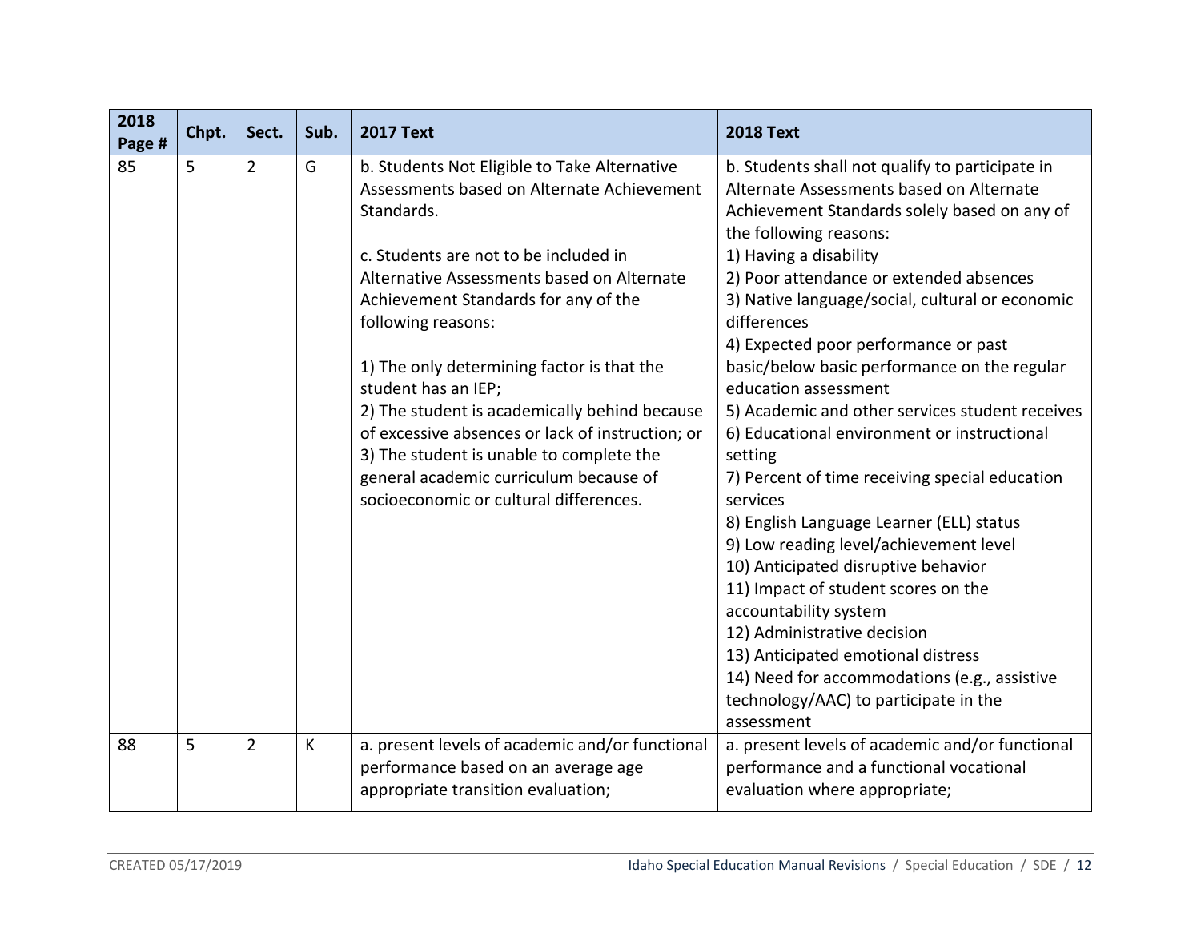| 2018 Page # | Chpt. | Sect. | Sub. | 2017 Text | 2018 Text |
|---|---|---|---|---|---|
| 85 | 5 | 2 | G | b. Students Not Eligible to Take Alternative Assessments based on Alternate Achievement Standards.<br><br>c. Students are not to be included in Alternative Assessments based on Alternate Achievement Standards for any of the following reasons:<br><br>1) The only determining factor is that the student has an IEP;<br>2) The student is academically behind because of excessive absences or lack of instruction; or<br>3) The student is unable to complete the general academic curriculum because of socioeconomic or cultural differences. | b. Students shall not qualify to participate in Alternate Assessments based on Alternate Achievement Standards solely based on any of the following reasons:<br>1) Having a disability<br>2) Poor attendance or extended absences<br>3) Native language/social, cultural or economic differences<br>4) Expected poor performance or past basic/below basic performance on the regular education assessment<br>5) Academic and other services student receives<br>6) Educational environment or instructional setting<br>7) Percent of time receiving special education services<br>8) English Language Learner (ELL) status<br>9) Low reading level/achievement level<br>10) Anticipated disruptive behavior<br>11) Impact of student scores on the accountability system<br>12) Administrative decision<br>13) Anticipated emotional distress<br>14) Need for accommodations (e.g., assistive technology/AAC) to participate in the assessment |
| 88 | 5 | 2 | K | a. present levels of academic and/or functional performance based on an average age appropriate transition evaluation; | a. present levels of academic and/or functional performance and a functional vocational evaluation where appropriate; |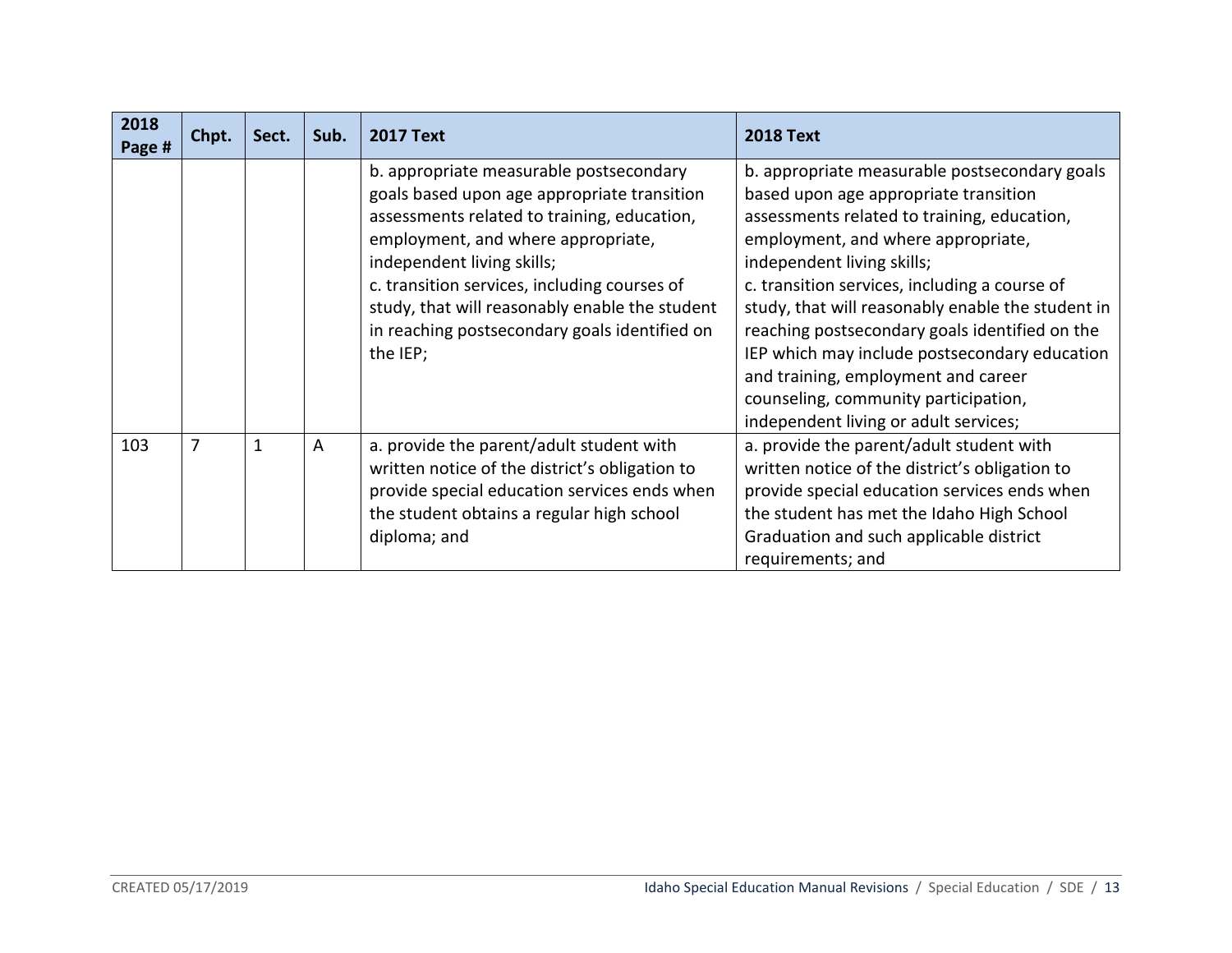| 2018 Page # | Chpt. | Sect. | Sub. | 2017 Text | 2018 Text |
|---|---|---|---|---|---|
| | | | | b. appropriate measurable postsecondary goals based upon age appropriate transition assessments related to training, education, employment, and where appropriate, independent living skills;<br>c. transition services, including courses of study, that will reasonably enable the student in reaching postsecondary goals identified on the IEP; | b. appropriate measurable postsecondary goals based upon age appropriate transition assessments related to training, education, employment, and where appropriate, independent living skills;<br>c. transition services, including a course of study, that will reasonably enable the student in reaching postsecondary goals identified on the IEP which may include postsecondary education and training, employment and career counseling, community participation, independent living or adult services; |
| 103 | 7 | 1 | A | a. provide the parent/adult student with written notice of the district's obligation to provide special education services ends when the student obtains a regular high school diploma; and | a. provide the parent/adult student with written notice of the district's obligation to provide special education services ends when the student has met the Idaho High School Graduation and such applicable district requirements; and |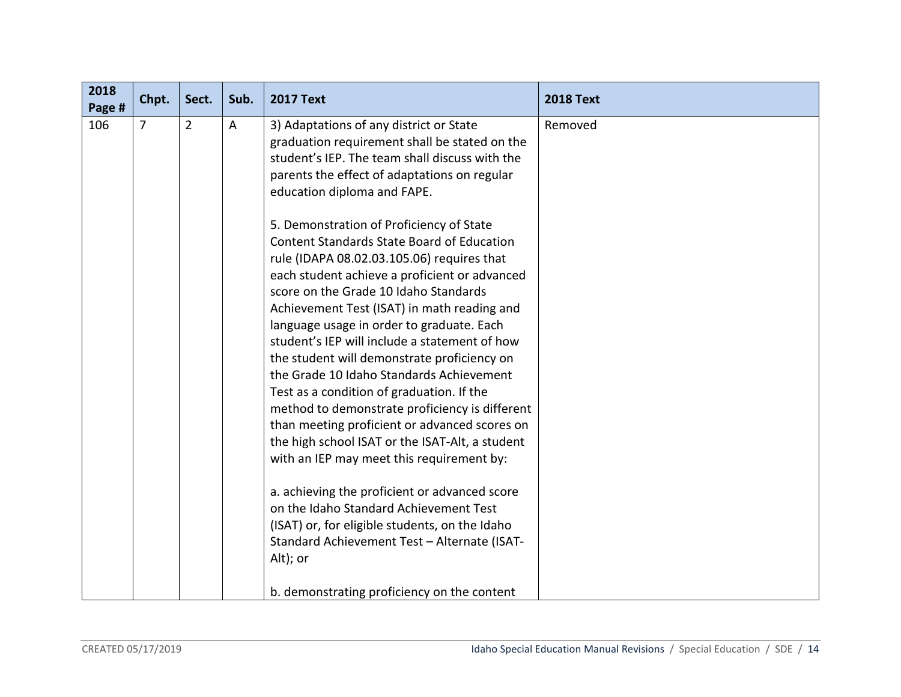| 2018 Page # | Chpt. | Sect. | Sub. | 2017 Text | 2018 Text |
|---|---|---|---|---|---|
| 106 | 7 | 2 | A | 3) Adaptations of any district or State graduation requirement shall be stated on the student's IEP. The team shall discuss with the parents the effect of adaptations on regular education diploma and FAPE.<br><br>5. Demonstration of Proficiency of State Content Standards State Board of Education rule (IDAPA 08.02.03.105.06) requires that each student achieve a proficient or advanced score on the Grade 10 Idaho Standards Achievement Test (ISAT) in math reading and language usage in order to graduate. Each student's IEP will include a statement of how the student will demonstrate proficiency on the Grade 10 Idaho Standards Achievement Test as a condition of graduation. If the method to demonstrate proficiency is different than meeting proficient or advanced scores on the high school ISAT or the ISAT-Alt, a student with an IEP may meet this requirement by:<br><br>a. achieving the proficient or advanced score on the Idaho Standard Achievement Test (ISAT) or, for eligible students, on the Idaho Standard Achievement Test – Alternate (ISAT-Alt); or<br><br>b. demonstrating proficiency on the content | Removed |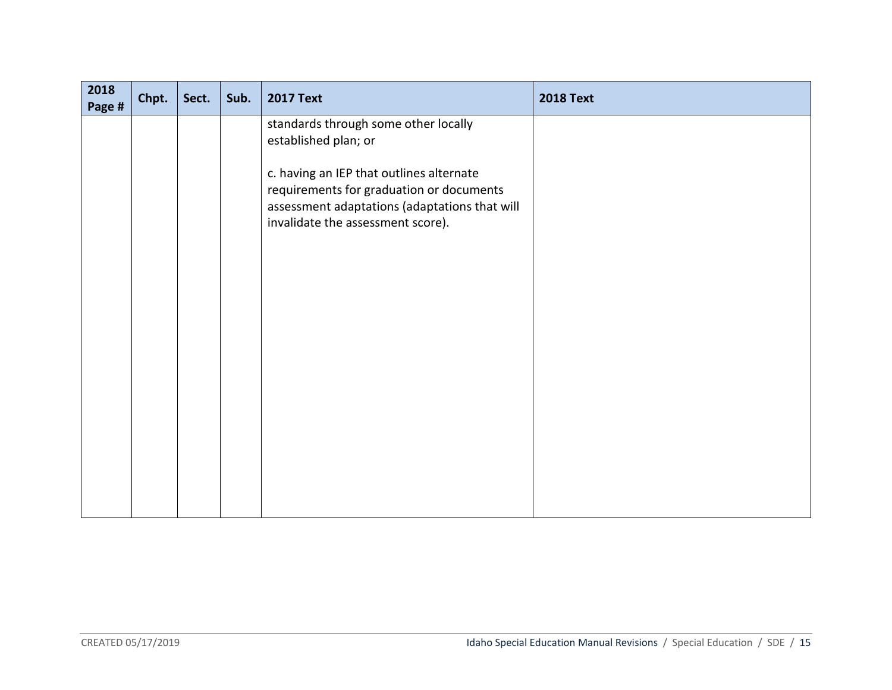| 2018 Page # | Chpt. | Sect. | Sub. | 2017 Text | 2018 Text |
|---|---|---|---|---|---|
| | | | | standards through some other locally established plan; or<br><br>c. having an IEP that outlines alternate requirements for graduation or documents assessment adaptations (adaptations that will invalidate the assessment score). | |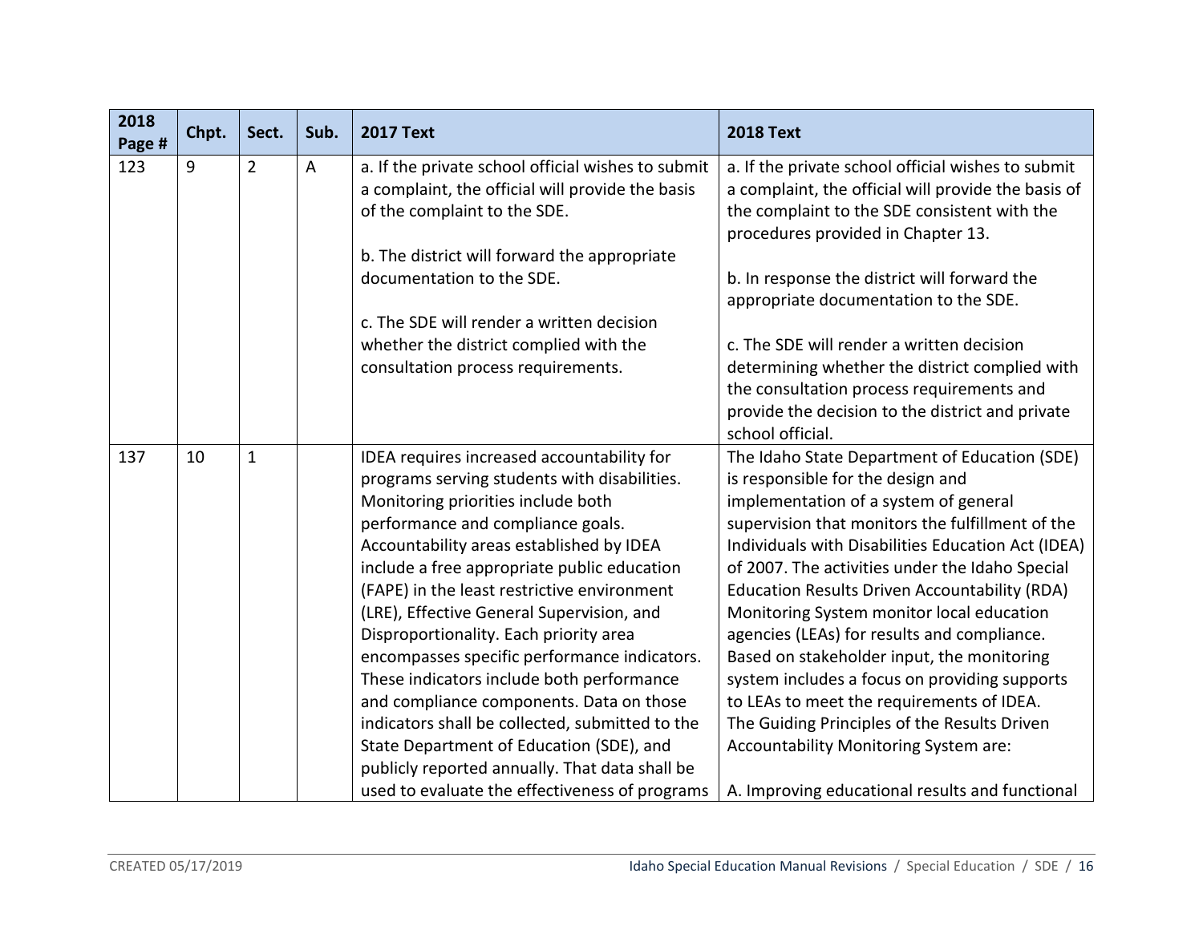| 2018 Page # | Chpt. | Sect. | Sub. | 2017 Text | 2018 Text |
|---|---|---|---|---|---|
| 123 | 9 | 2 | A | a. If the private school official wishes to submit a complaint, the official will provide the basis of the complaint to the SDE.<br><br>b. The district will forward the appropriate documentation to the SDE.<br><br>c. The SDE will render a written decision whether the district complied with the consultation process requirements. | a. If the private school official wishes to submit a complaint, the official will provide the basis of the complaint to the SDE consistent with the procedures provided in Chapter 13.<br><br>b. In response the district will forward the appropriate documentation to the SDE.<br><br>c. The SDE will render a written decision determining whether the district complied with the consultation process requirements and provide the decision to the district and private school official. |
| 137 | 10 | 1 | | IDEA requires increased accountability for programs serving students with disabilities. Monitoring priorities include both performance and compliance goals. Accountability areas established by IDEA include a free appropriate public education (FAPE) in the least restrictive environment (LRE), Effective General Supervision, and Disproportionality. Each priority area encompasses specific performance indicators. These indicators include both performance and compliance components. Data on those indicators shall be collected, submitted to the State Department of Education (SDE), and publicly reported annually. That data shall be used to evaluate the effectiveness of programs | The Idaho State Department of Education (SDE) is responsible for the design and implementation of a system of general supervision that monitors the fulfillment of the Individuals with Disabilities Education Act (IDEA) of 2007. The activities under the Idaho Special Education Results Driven Accountability (RDA) Monitoring System monitor local education agencies (LEAs) for results and compliance. Based on stakeholder input, the monitoring system includes a focus on providing supports to LEAs to meet the requirements of IDEA. The Guiding Principles of the Results Driven Accountability Monitoring System are:<br><br>A. Improving educational results and functional |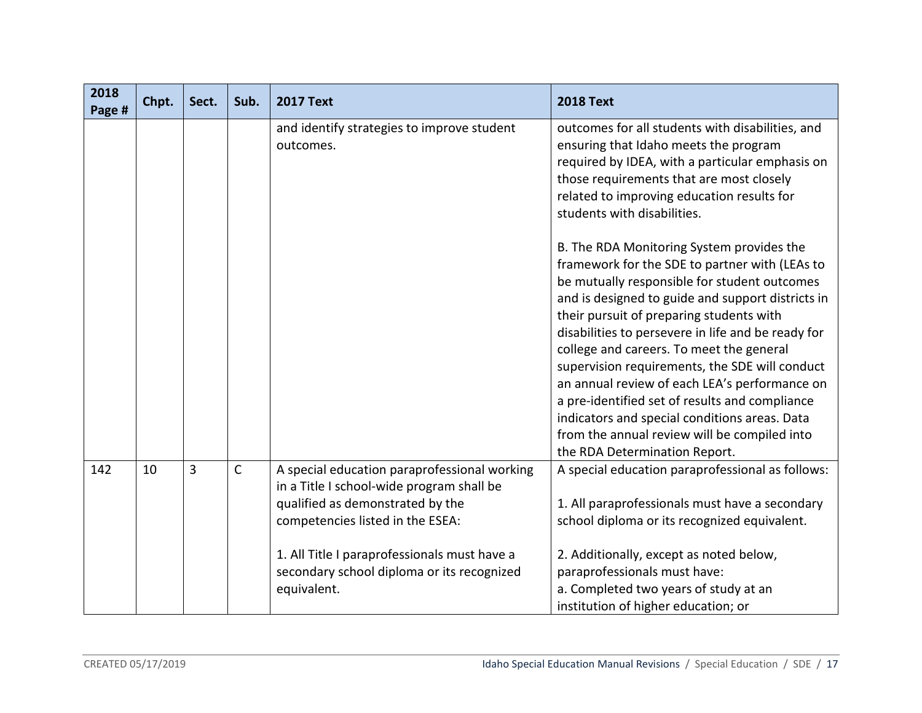| 2018 Page # | Chpt. | Sect. | Sub. | 2017 Text | 2018 Text |
|---|---|---|---|---|---|
| | | | | and identify strategies to improve student outcomes. | outcomes for all students with disabilities, and ensuring that Idaho meets the program required by IDEA, with a particular emphasis on those requirements that are most closely related to improving education results for students with disabilities.<br><br>B. The RDA Monitoring System provides the framework for the SDE to partner with (LEAs to be mutually responsible for student outcomes and is designed to guide and support districts in their pursuit of preparing students with disabilities to persevere in life and be ready for college and careers. To meet the general supervision requirements, the SDE will conduct an annual review of each LEA's performance on a pre-identified set of results and compliance indicators and special conditions areas. Data from the annual review will be compiled into the RDA Determination Report. |
| 142 | 10 | 3 | C | A special education paraprofessional working in a Title I school-wide program shall be qualified as demonstrated by the competencies listed in the ESEA:<br><br>1. All Title I paraprofessionals must have a secondary school diploma or its recognized equivalent. | A special education paraprofessional as follows:<br><br>1. All paraprofessionals must have a secondary school diploma or its recognized equivalent.<br><br>2. Additionally, except as noted below, paraprofessionals must have:<br>a. Completed two years of study at an institution of higher education; or |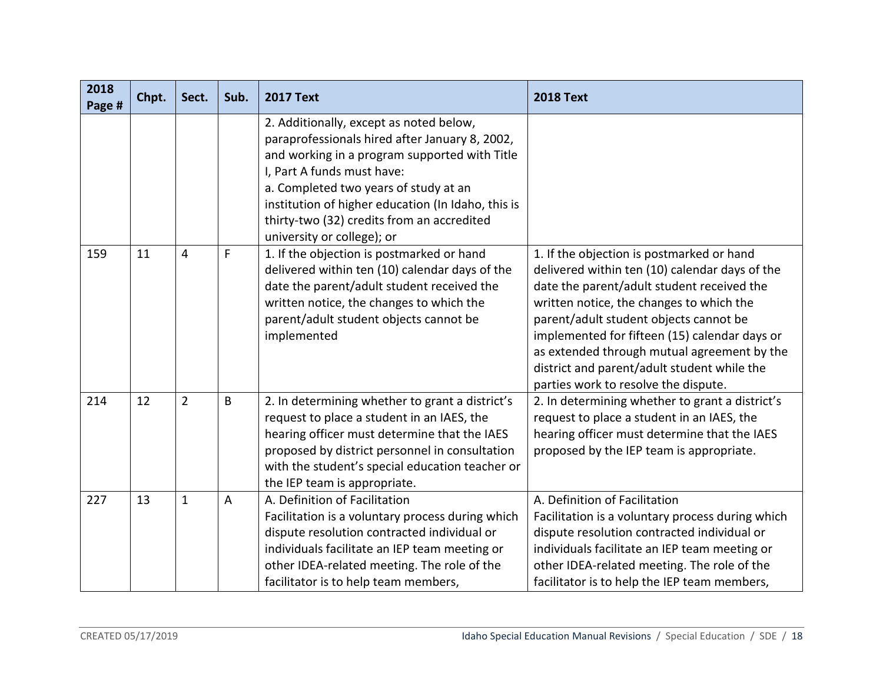| 2018 Page # | Chpt. | Sect. | Sub. | 2017 Text | 2018 Text |
|---|---|---|---|---|---|
| | | | | 2. Additionally, except as noted below, paraprofessionals hired after January 8, 2002, and working in a program supported with Title I, Part A funds must have:<br>a. Completed two years of study at an institution of higher education (In Idaho, this is thirty-two (32) credits from an accredited university or college); or | |
| 159 | 11 | 4 | F | 1. If the objection is postmarked or hand delivered within ten (10) calendar days of the date the parent/adult student received the written notice, the changes to which the parent/adult student objects cannot be implemented | 1. If the objection is postmarked or hand delivered within ten (10) calendar days of the date the parent/adult student received the written notice, the changes to which the parent/adult student objects cannot be implemented for fifteen (15) calendar days or as extended through mutual agreement by the district and parent/adult student while the parties work to resolve the dispute. |
| 214 | 12 | 2 | B | 2. In determining whether to grant a district's request to place a student in an IAES, the hearing officer must determine that the IAES proposed by district personnel in consultation with the student's special education teacher or the IEP team is appropriate. | 2. In determining whether to grant a district's request to place a student in an IAES, the hearing officer must determine that the IAES proposed by the IEP team is appropriate. |
| 227 | 13 | 1 | A | A. Definition of Facilitation<br>Facilitation is a voluntary process during which dispute resolution contracted individual or individuals facilitate an IEP team meeting or other IDEA-related meeting. The role of the facilitator is to help team members, | A. Definition of Facilitation<br>Facilitation is a voluntary process during which dispute resolution contracted individual or individuals facilitate an IEP team meeting or other IDEA-related meeting. The role of the facilitator is to help the IEP team members, |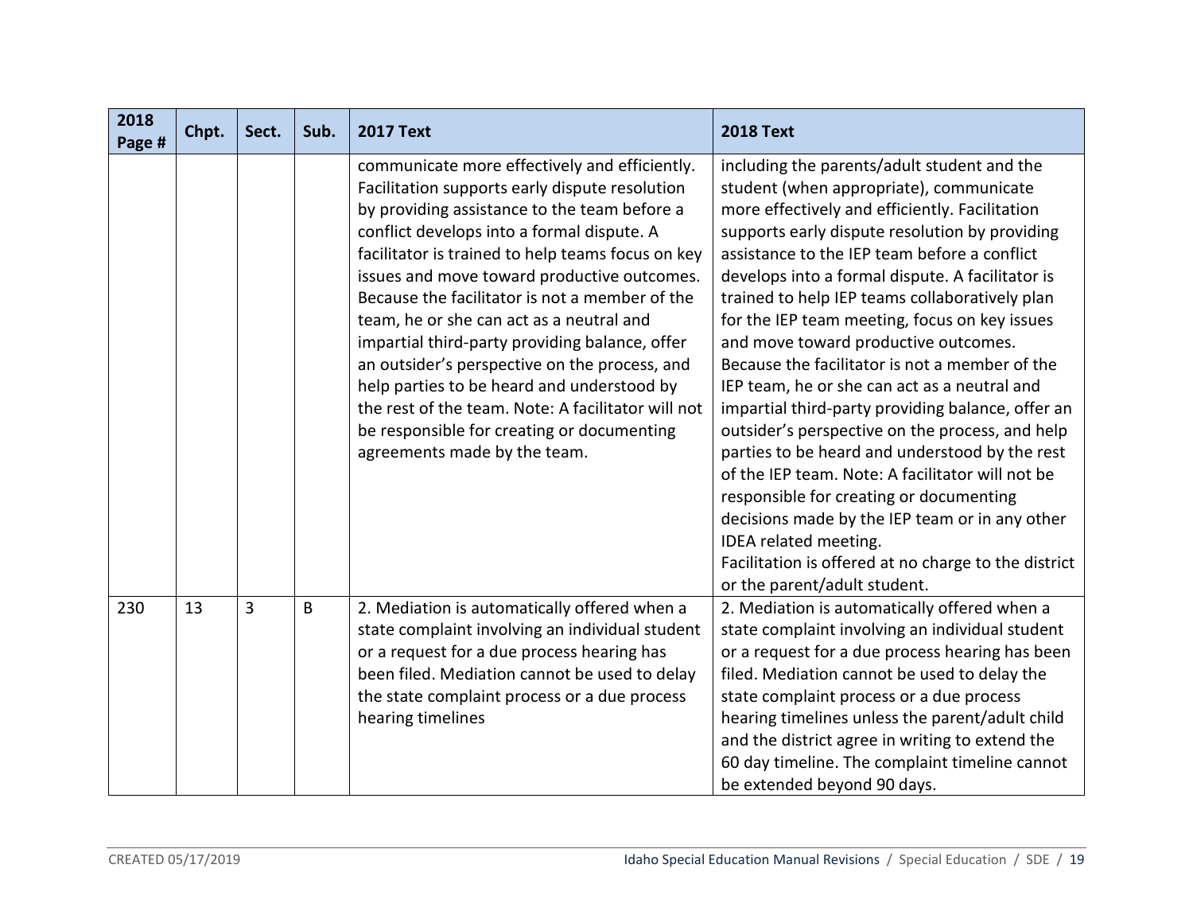| 2018 Page # | Chpt. | Sect. | Sub. | 2017 Text | 2018 Text |
|---|---|---|---|---|---|
| | | | | communicate more effectively and efficiently. Facilitation supports early dispute resolution by providing assistance to the team before a conflict develops into a formal dispute. A facilitator is trained to help teams focus on key issues and move toward productive outcomes. Because the facilitator is not a member of the team, he or she can act as a neutral and impartial third-party providing balance, offer an outsider's perspective on the process, and help parties to be heard and understood by the rest of the team. Note: A facilitator will not be responsible for creating or documenting agreements made by the team. | including the parents/adult student and the student (when appropriate), communicate more effectively and efficiently. Facilitation supports early dispute resolution by providing assistance to the IEP team before a conflict develops into a formal dispute. A facilitator is trained to help IEP teams collaboratively plan for the IEP team meeting, focus on key issues and move toward productive outcomes. Because the facilitator is not a member of the IEP team, he or she can act as a neutral and impartial third-party providing balance, offer an outsider's perspective on the process, and help parties to be heard and understood by the rest of the IEP team. Note: A facilitator will not be responsible for creating or documenting decisions made by the IEP team or in any other IDEA related meeting. Facilitation is offered at no charge to the district or the parent/adult student. |
| 230 | 13 | 3 | B | 2. Mediation is automatically offered when a state complaint involving an individual student or a request for a due process hearing has been filed. Mediation cannot be used to delay the state complaint process or a due process hearing timelines | 2. Mediation is automatically offered when a state complaint involving an individual student or a request for a due process hearing has been filed. Mediation cannot be used to delay the state complaint process or a due process hearing timelines unless the parent/adult child and the district agree in writing to extend the 60 day timeline. The complaint timeline cannot be extended beyond 90 days. |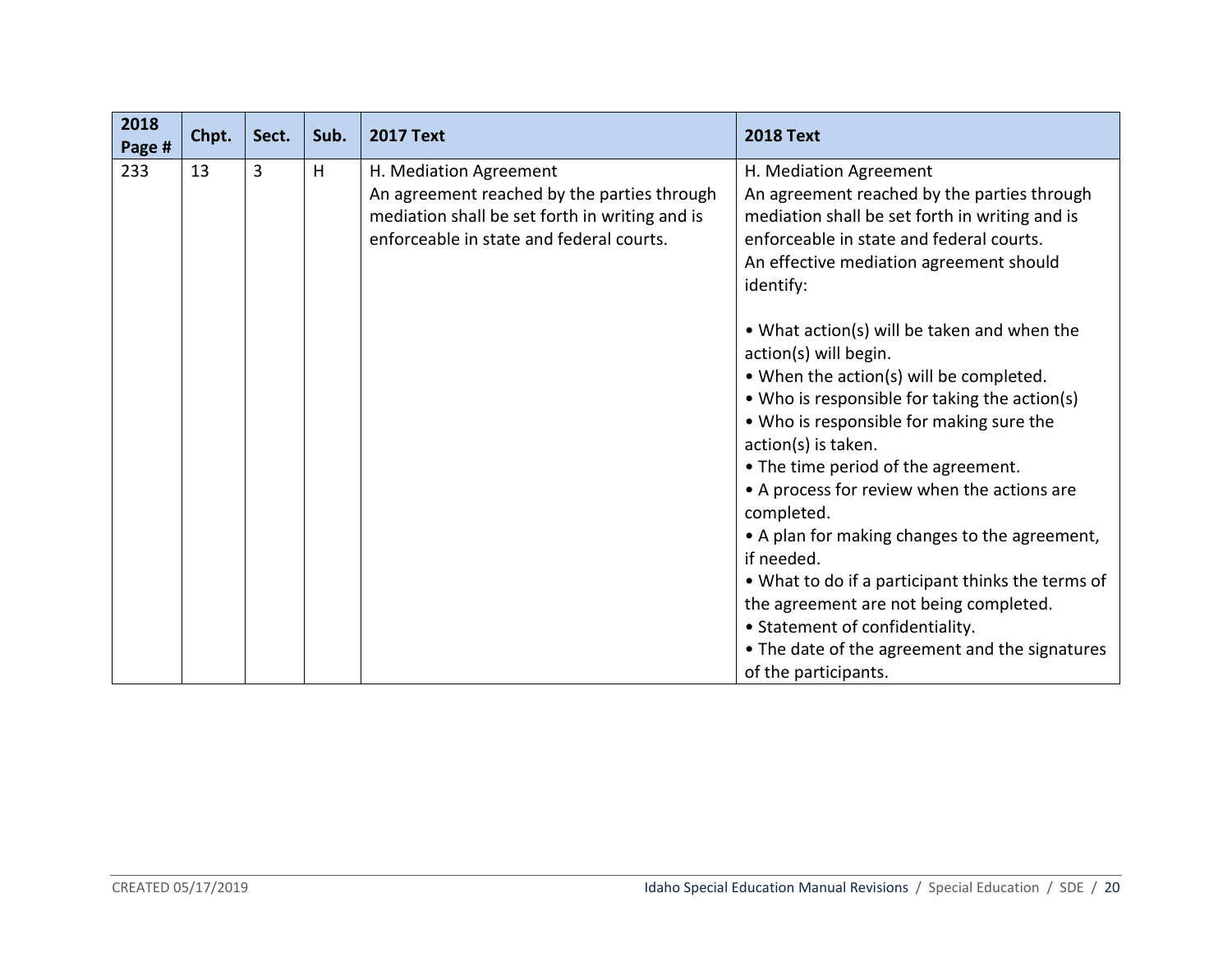| 2018 Page # | Chpt. | Sect. | Sub. | 2017 Text | 2018 Text |
|---|---|---|---|---|---|
| 233 | 13 | 3 | H | H. Mediation Agreement<br>An agreement reached by the parties through mediation shall be set forth in writing and is enforceable in state and federal courts. | H. Mediation Agreement<br>An agreement reached by the parties through mediation shall be set forth in writing and is enforceable in state and federal courts.<br>An effective mediation agreement should identify:<br><br>• What action(s) will be taken and when the action(s) will begin.<br>• When the action(s) will be completed.<br>• Who is responsible for taking the action(s)<br>• Who is responsible for making sure the action(s) is taken.<br>• The time period of the agreement.<br>• A process for review when the actions are completed.<br>• A plan for making changes to the agreement, if needed.<br>• What to do if a participant thinks the terms of the agreement are not being completed.<br>• Statement of confidentiality.<br>• The date of the agreement and the signatures of the participants. |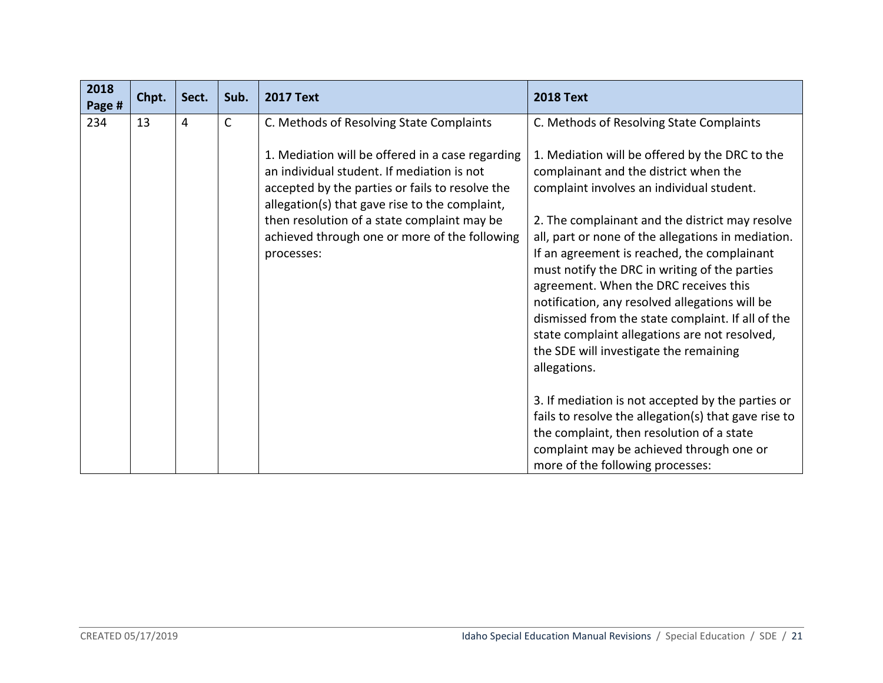| 2018 Page # | Chpt. | Sect. | Sub. | 2017 Text | 2018 Text |
|---|---|---|---|---|---|
| 234 | 13 | 4 | C | C. Methods of Resolving State Complaints<br><br>1. Mediation will be offered in a case regarding an individual student. If mediation is not accepted by the parties or fails to resolve the allegation(s) that gave rise to the complaint, then resolution of a state complaint may be achieved through one or more of the following processes: | C. Methods of Resolving State Complaints<br><br>1. Mediation will be offered by the DRC to the complainant and the district when the complaint involves an individual student.<br><br>2. The complainant and the district may resolve all, part or none of the allegations in mediation. If an agreement is reached, the complainant must notify the DRC in writing of the parties agreement. When the DRC receives this notification, any resolved allegations will be dismissed from the state complaint. If all of the state complaint allegations are not resolved, the SDE will investigate the remaining allegations.<br><br>3. If mediation is not accepted by the parties or fails to resolve the allegation(s) that gave rise to the complaint, then resolution of a state complaint may be achieved through one or more of the following processes: |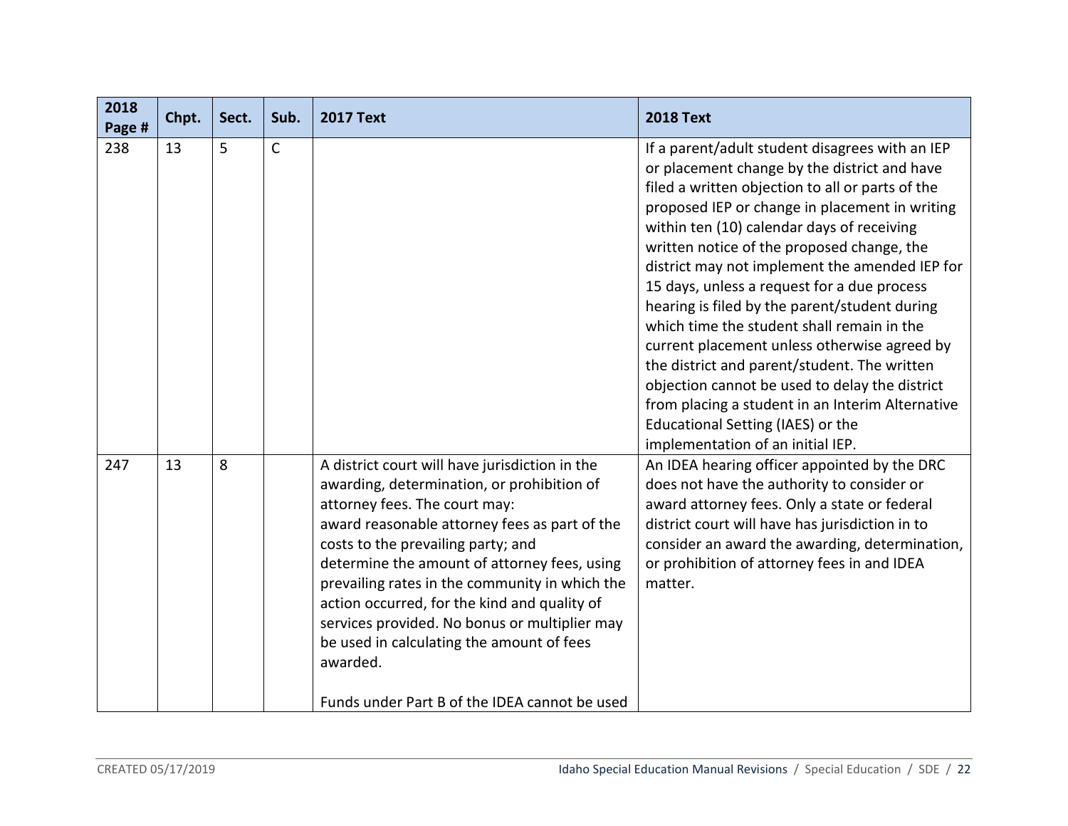| 2018 Page # | Chpt. | Sect. | Sub. | 2017 Text | 2018 Text |
|---|---|---|---|---|---|
| 238 | 13 | 5 | C | | If a parent/adult student disagrees with an IEP or placement change by the district and have filed a written objection to all or parts of the proposed IEP or change in placement in writing within ten (10) calendar days of receiving written notice of the proposed change, the district may not implement the amended IEP for 15 days, unless a request for a due process hearing is filed by the parent/student during which time the student shall remain in the current placement unless otherwise agreed by the district and parent/student. The written objection cannot be used to delay the district from placing a student in an Interim Alternative Educational Setting (IAES) or the implementation of an initial IEP. |
| 247 | 13 | 8 | | A district court will have jurisdiction in the awarding, determination, or prohibition of attorney fees. The court may: award reasonable attorney fees as part of the costs to the prevailing party; and determine the amount of attorney fees, using prevailing rates in the community in which the action occurred, for the kind and quality of services provided. No bonus or multiplier may be used in calculating the amount of fees awarded.<br><br>Funds under Part B of the IDEA cannot be used | An IDEA hearing officer appointed by the DRC does not have the authority to consider or award attorney fees. Only a state or federal district court will have has jurisdiction in to consider an award the awarding, determination, or prohibition of attorney fees in and IDEA matter. |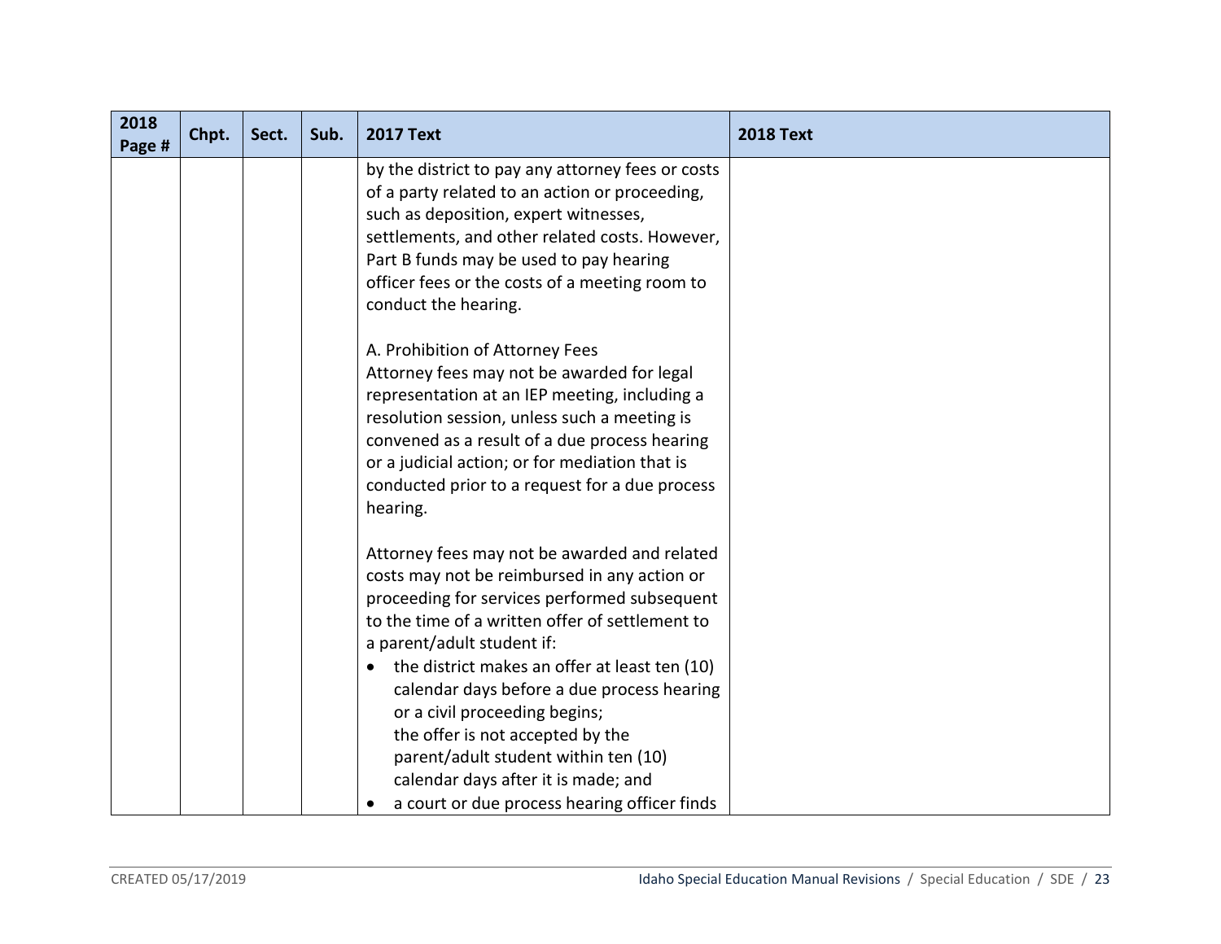| 2018 Page # | Chpt. | Sect. | Sub. | 2017 Text | 2018 Text |
|---|---|---|---|---|---|
| | | | | by the district to pay any attorney fees or costs of a party related to an action or proceeding, such as deposition, expert witnesses, settlements, and other related costs. However, Part B funds may be used to pay hearing officer fees or the costs of a meeting room to conduct the hearing.<br><br>A. Prohibition of Attorney Fees<br>Attorney fees may not be awarded for legal representation at an IEP meeting, including a resolution session, unless such a meeting is convened as a result of a due process hearing or a judicial action; or for mediation that is conducted prior to a request for a due process hearing.<br><br>Attorney fees may not be awarded and related costs may not be reimbursed in any action or proceeding for services performed subsequent to the time of a written offer of settlement to a parent/adult student if:<br>• the district makes an offer at least ten (10) calendar days before a due process hearing or a civil proceeding begins; the offer is not accepted by the parent/adult student within ten (10) calendar days after it is made; and<br>• a court or due process hearing officer finds | |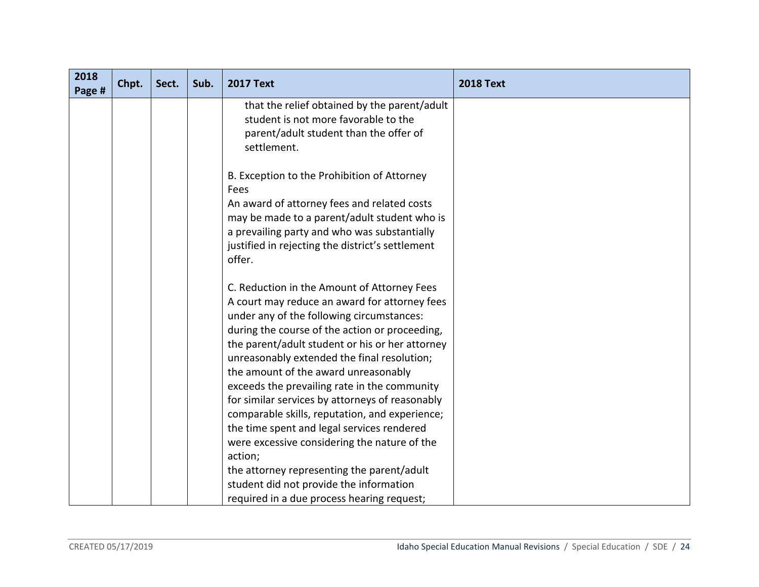| 2018 Page # | Chpt. | Sect. | Sub. | 2017 Text | 2018 Text |
|---|---|---|---|---|---|
| | | | | that the relief obtained by the parent/adult student is not more favorable to the parent/adult student than the offer of settlement.<br><br>B. Exception to the Prohibition of Attorney Fees<br>An award of attorney fees and related costs may be made to a parent/adult student who is a prevailing party and who was substantially justified in rejecting the district's settlement offer.<br><br>C. Reduction in the Amount of Attorney Fees<br>A court may reduce an award for attorney fees under any of the following circumstances:<br>during the course of the action or proceeding, the parent/adult student or his or her attorney unreasonably extended the final resolution;<br>the amount of the award unreasonably exceeds the prevailing rate in the community for similar services by attorneys of reasonably comparable skills, reputation, and experience;<br>the time spent and legal services rendered were excessive considering the nature of the action;<br>the attorney representing the parent/adult student did not provide the information required in a due process hearing request; | |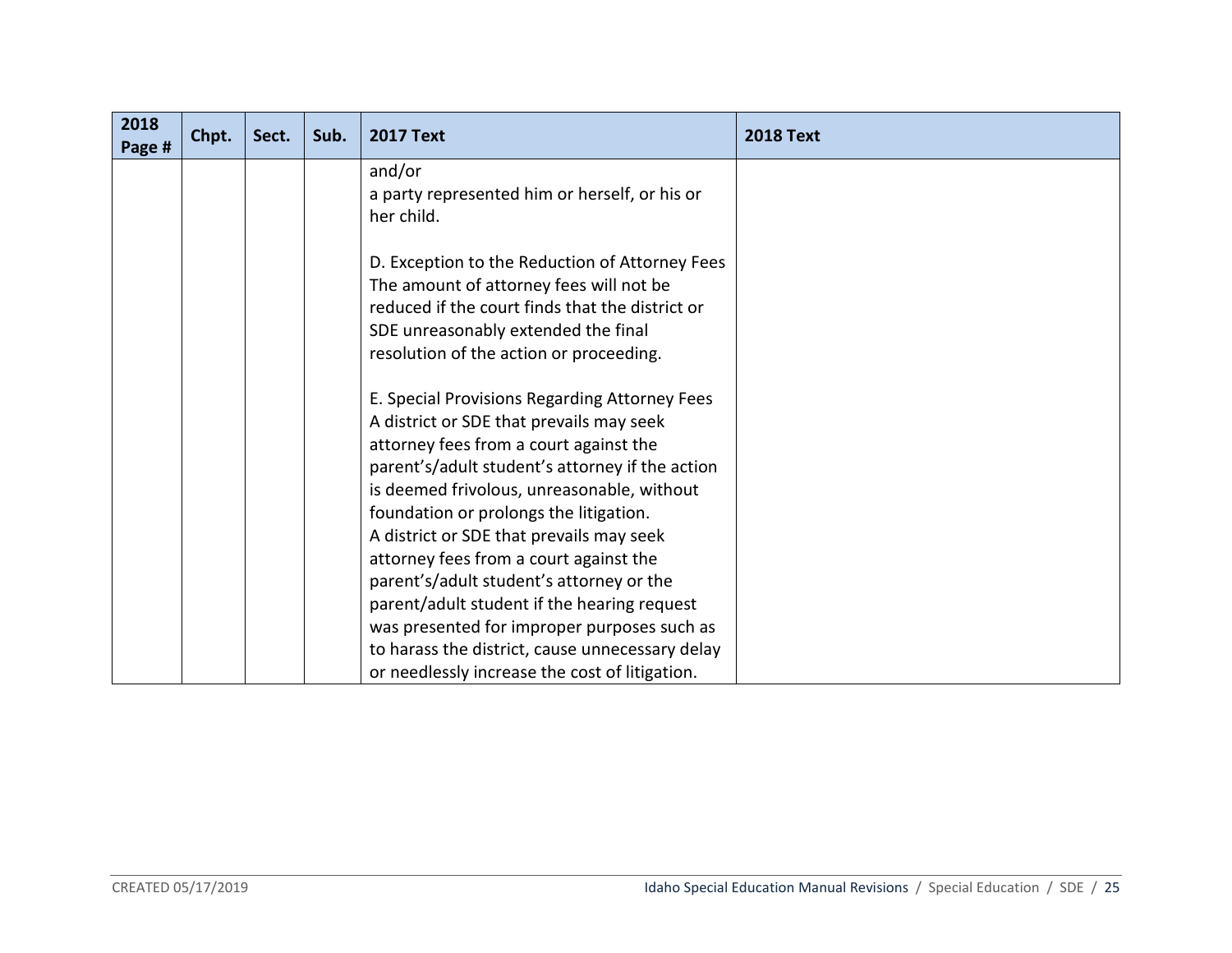| 2018 Page # | Chpt. | Sect. | Sub. | 2017 Text | 2018 Text |
|---|---|---|---|---|---|
| | | | | and/or<br>a party represented him or herself, or his or her child.<br><br>D. Exception to the Reduction of Attorney Fees<br>The amount of attorney fees will not be reduced if the court finds that the district or SDE unreasonably extended the final resolution of the action or proceeding.<br><br>E. Special Provisions Regarding Attorney Fees<br>A district or SDE that prevails may seek attorney fees from a court against the parent's/adult student's attorney if the action is deemed frivolous, unreasonable, without foundation or prolongs the litigation.<br>A district or SDE that prevails may seek attorney fees from a court against the parent's/adult student's attorney or the parent/adult student if the hearing request was presented for improper purposes such as to harass the district, cause unnecessary delay or needlessly increase the cost of litigation. | |